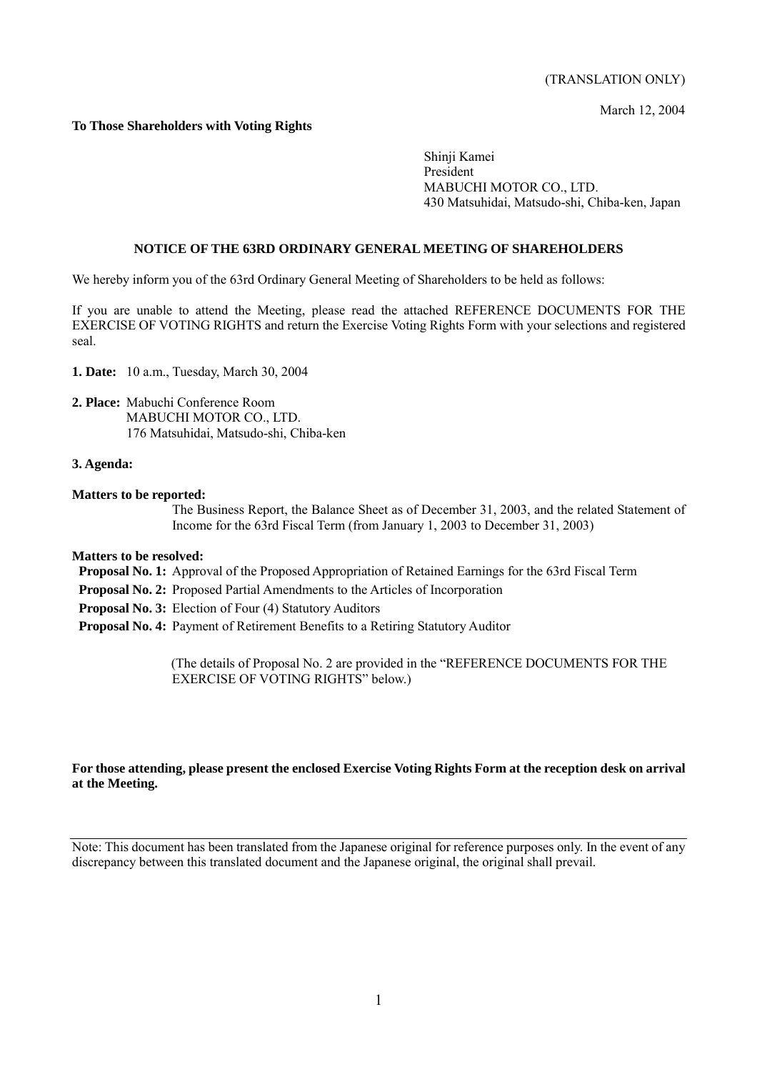(TRANSLATION ONLY)

March 12, 2004

**To Those Shareholders with Voting Rights**

Shinji Kamei
President
MABUCHI MOTOR CO., LTD.
430 Matsuhidai, Matsudo-shi, Chiba-ken, Japan

## NOTICE OF THE 63RD ORDINARY GENERAL MEETING OF SHAREHOLDERS

We hereby inform you of the 63rd Ordinary General Meeting of Shareholders to be held as follows:

If you are unable to attend the Meeting, please read the attached REFERENCE DOCUMENTS FOR THE EXERCISE OF VOTING RIGHTS and return the Exercise Voting Rights Form with your selections and registered seal.

**1. Date:** 10 a.m., Tuesday, March 30, 2004

**2. Place:** Mabuchi Conference Room
MABUCHI MOTOR CO., LTD.
176 Matsuhidai, Matsudo-shi, Chiba-ken

**3. Agenda:**

**Matters to be reported:**

The Business Report, the Balance Sheet as of December 31, 2003, and the related Statement of Income for the 63rd Fiscal Term (from January 1, 2003 to December 31, 2003)

**Matters to be resolved:**

**Proposal No. 1:** Approval of the Proposed Appropriation of Retained Earnings for the 63rd Fiscal Term

**Proposal No. 2:** Proposed Partial Amendments to the Articles of Incorporation

**Proposal No. 3:** Election of Four (4) Statutory Auditors

**Proposal No. 4:** Payment of Retirement Benefits to a Retiring Statutory Auditor

(The details of Proposal No. 2 are provided in the "REFERENCE DOCUMENTS FOR THE EXERCISE OF VOTING RIGHTS" below.)

**For those attending, please present the enclosed Exercise Voting Rights Form at the reception desk on arrival at the Meeting.**

---

Note: This document has been translated from the Japanese original for reference purposes only. In the event of any discrepancy between this translated document and the Japanese original, the original shall prevail.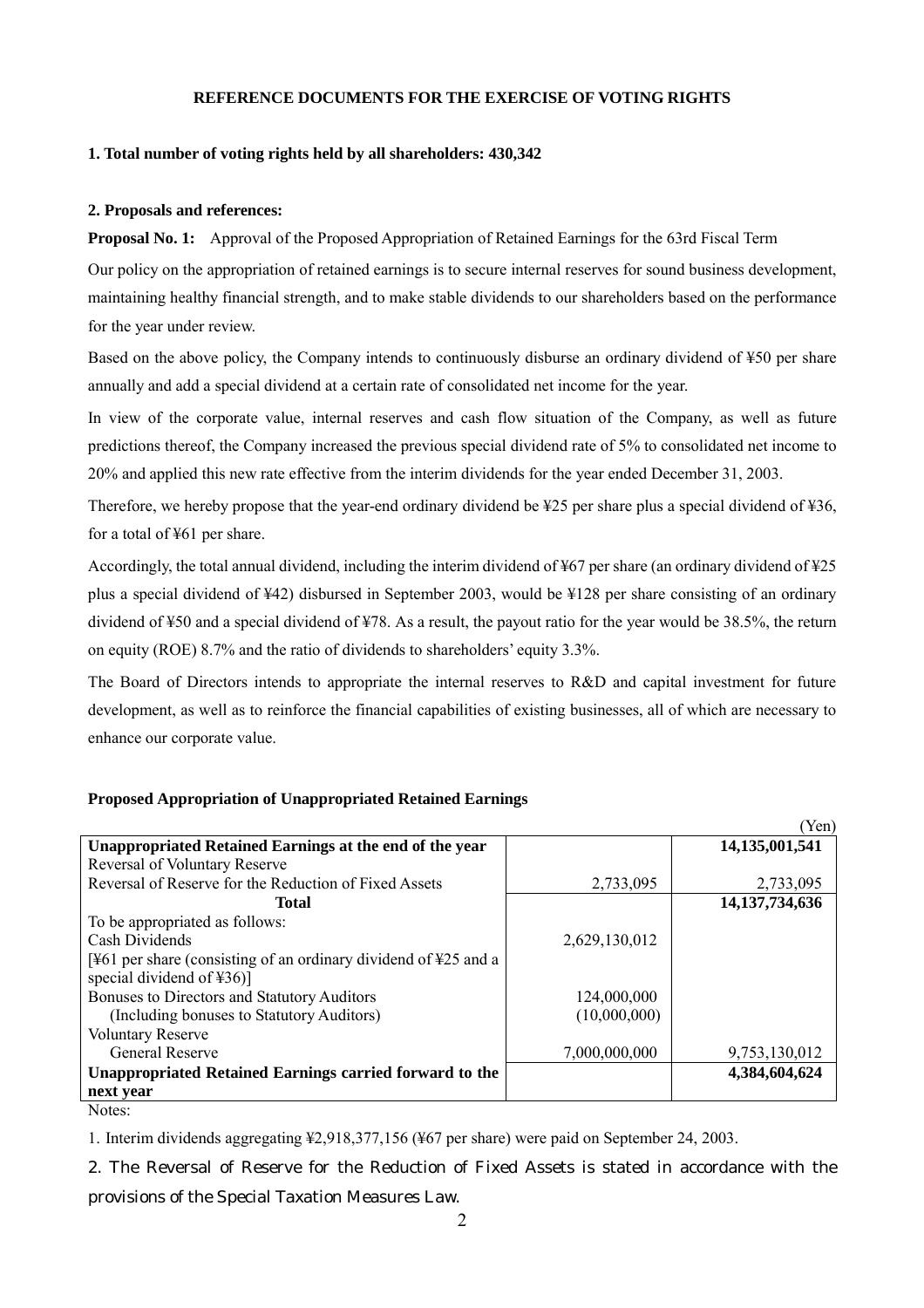# REFERENCE DOCUMENTS FOR THE EXERCISE OF VOTING RIGHTS

**1. Total number of voting rights held by all shareholders: 430,342**

**2. Proposals and references:**

**Proposal No. 1:** Approval of the Proposed Appropriation of Retained Earnings for the 63rd Fiscal Term

Our policy on the appropriation of retained earnings is to secure internal reserves for sound business development, maintaining healthy financial strength, and to make stable dividends to our shareholders based on the performance for the year under review.

Based on the above policy, the Company intends to continuously disburse an ordinary dividend of ¥50 per share annually and add a special dividend at a certain rate of consolidated net income for the year.

In view of the corporate value, internal reserves and cash flow situation of the Company, as well as future predictions thereof, the Company increased the previous special dividend rate of 5% to consolidated net income to 20% and applied this new rate effective from the interim dividends for the year ended December 31, 2003.

Therefore, we hereby propose that the year-end ordinary dividend be ¥25 per share plus a special dividend of ¥36, for a total of ¥61 per share.

Accordingly, the total annual dividend, including the interim dividend of ¥67 per share (an ordinary dividend of ¥25 plus a special dividend of ¥42) disbursed in September 2003, would be ¥128 per share consisting of an ordinary dividend of ¥50 and a special dividend of ¥78. As a result, the payout ratio for the year would be 38.5%, the return on equity (ROE) 8.7% and the ratio of dividends to shareholders' equity 3.3%.

The Board of Directors intends to appropriate the internal reserves to R&D and capital investment for future development, as well as to reinforce the financial capabilities of existing businesses, all of which are necessary to enhance our corporate value.

**Proposed Appropriation of Unappropriated Retained Earnings**

(Yen)

| | | |
|---|---|---|
| **Unappropriated Retained Earnings at the end of the year** | | **14,135,001,541** |
| Reversal of Voluntary Reserve | | |
| Reversal of Reserve for the Reduction of Fixed Assets | 2,733,095 | 2,733,095 |
| **Total** | | **14,137,734,636** |
| To be appropriated as follows: | | |
| Cash Dividends | 2,629,130,012 | |
| [¥61 per share (consisting of an ordinary dividend of ¥25 and a special dividend of ¥36)] | | |
| Bonuses to Directors and Statutory Auditors | 124,000,000 | |
| (Including bonuses to Statutory Auditors) | (10,000,000) | |
| Voluntary Reserve | | |
| General Reserve | 7,000,000,000 | 9,753,130,012 |
| **Unappropriated Retained Earnings carried forward to the next year** | | **4,384,604,624** |

Notes:

1. Interim dividends aggregating ¥2,918,377,156 (¥67 per share) were paid on September 24, 2003.

2. The Reversal of Reserve for the Reduction of Fixed Assets is stated in accordance with the provisions of the Special Taxation Measures Law.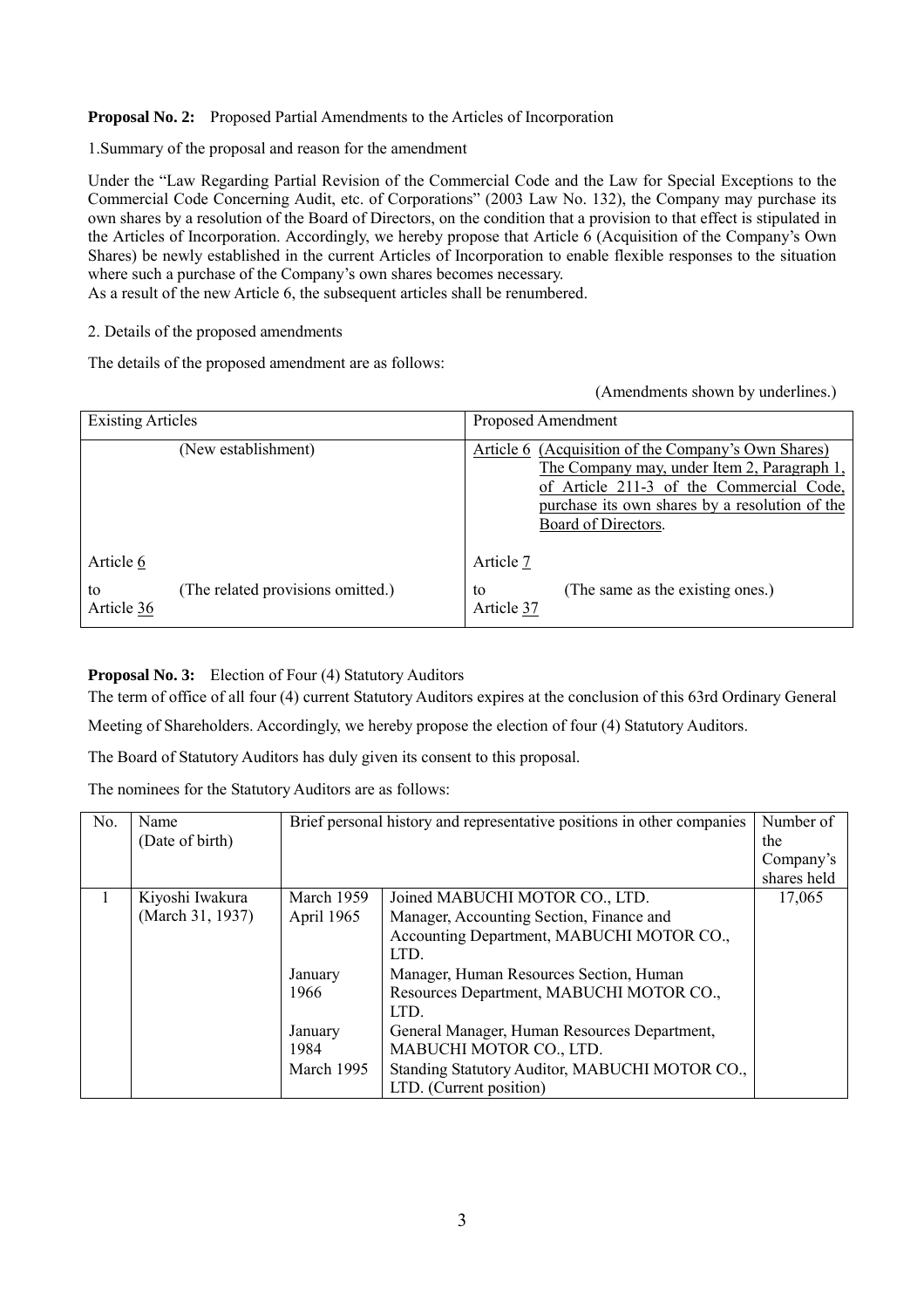**Proposal No. 2:** Proposed Partial Amendments to the Articles of Incorporation

1.Summary of the proposal and reason for the amendment

Under the "Law Regarding Partial Revision of the Commercial Code and the Law for Special Exceptions to the Commercial Code Concerning Audit, etc. of Corporations" (2003 Law No. 132), the Company may purchase its own shares by a resolution of the Board of Directors, on the condition that a provision to that effect is stipulated in the Articles of Incorporation. Accordingly, we hereby propose that Article 6 (Acquisition of the Company's Own Shares) be newly established in the current Articles of Incorporation to enable flexible responses to the situation where such a purchase of the Company's own shares becomes necessary.
As a result of the new Article 6, the subsequent articles shall be renumbered.

2. Details of the proposed amendments

The details of the proposed amendment are as follows:

(Amendments shown by underlines.)

| Existing Articles | Proposed Amendment |
|---|---|
| (New establishment) | Article 6 (Acquisition of the Company's Own Shares) The Company may, under Item 2, Paragraph 1, of Article 211-3 of the Commercial Code, purchase its own shares by a resolution of the Board of Directors. |
| Article 6 to Article 36 (The related provisions omitted.) | Article 7 to Article 37 (The same as the existing ones.) |

**Proposal No. 3:** Election of Four (4) Statutory Auditors

The term of office of all four (4) current Statutory Auditors expires at the conclusion of this 63rd Ordinary General Meeting of Shareholders. Accordingly, we hereby propose the election of four (4) Statutory Auditors.

The Board of Statutory Auditors has duly given its consent to this proposal.

The nominees for the Statutory Auditors are as follows:

| No. | Name (Date of birth) | Brief personal history and representative positions in other companies | | Number of the Company's shares held |
|---|---|---|---|---|
| 1 | Kiyoshi Iwakura (March 31, 1937) | March 1959 | Joined MABUCHI MOTOR CO., LTD. | 17,065 |
| | | April 1965 | Manager, Accounting Section, Finance and Accounting Department, MABUCHI MOTOR CO., LTD. | |
| | | January 1966 | Manager, Human Resources Section, Human Resources Department, MABUCHI MOTOR CO., LTD. | |
| | | January 1984 | General Manager, Human Resources Department, MABUCHI MOTOR CO., LTD. | |
| | | March 1995 | Standing Statutory Auditor, MABUCHI MOTOR CO., LTD. (Current position) | |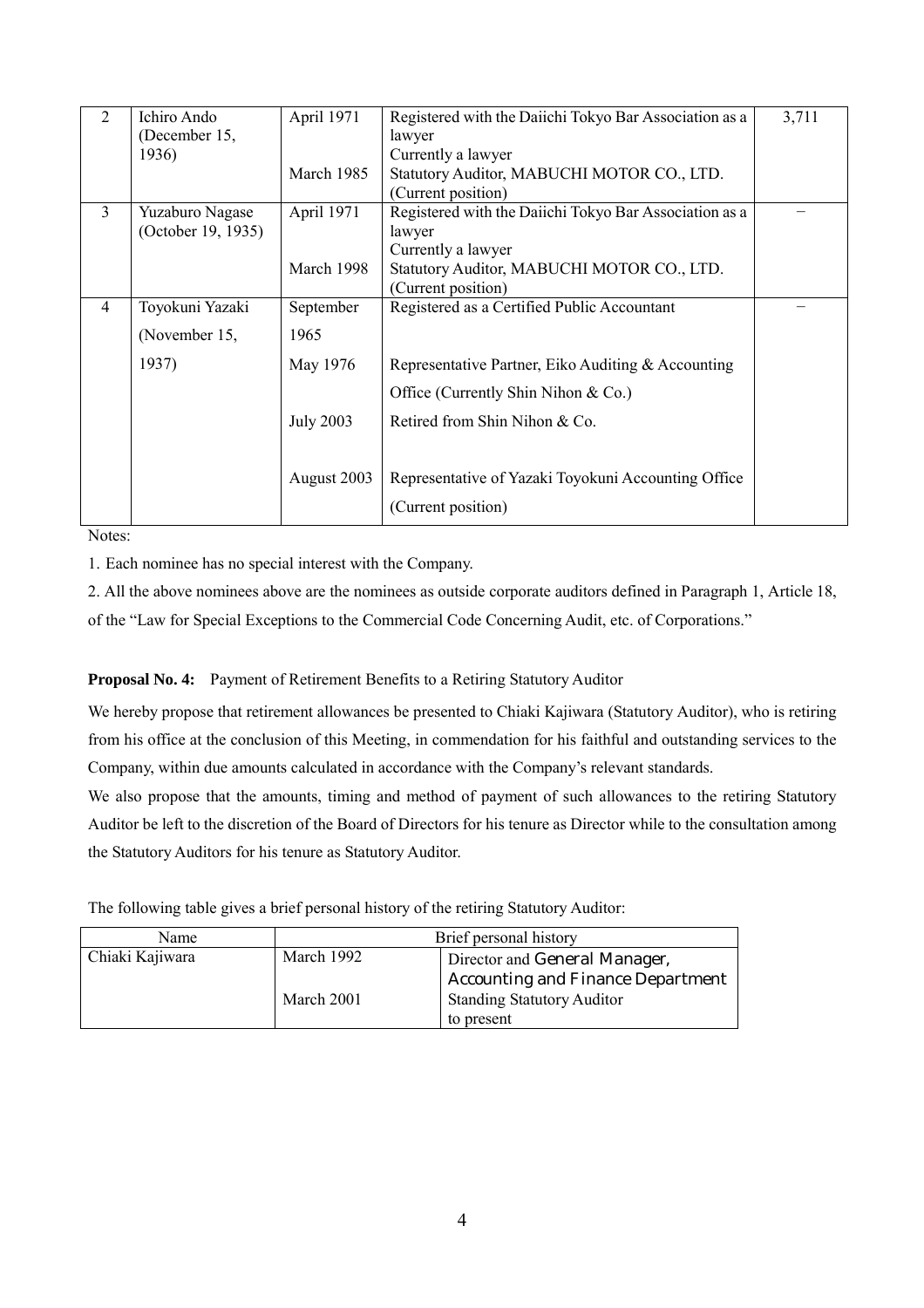| 2 | Ichiro Ando (December 15, 1936) | April 1971<br><br>March 1985 | Registered with the Daiichi Tokyo Bar Association as a lawyer<br>Currently a lawyer<br>Statutory Auditor, MABUCHI MOTOR CO., LTD. (Current position) | 3,711 |
|---|---|---|---|---|
| 3 | Yuzaburo Nagase (October 19, 1935) | April 1971<br><br>March 1998 | Registered with the Daiichi Tokyo Bar Association as a lawyer<br>Currently a lawyer<br>Statutory Auditor, MABUCHI MOTOR CO., LTD. (Current position) | – |
| 4 | Toyokuni Yazaki (November 15, 1937) | September 1965<br>May 1976<br><br>July 2003<br>August 2003 | Registered as a Certified Public Accountant<br>Representative Partner, Eiko Auditing & Accounting Office (Currently Shin Nihon & Co.)<br>Retired from Shin Nihon & Co.<br>Representative of Yazaki Toyokuni Accounting Office (Current position) | – |

Notes:

1. Each nominee has no special interest with the Company.

2. All the above nominees above are the nominees as outside corporate auditors defined in Paragraph 1, Article 18, of the "Law for Special Exceptions to the Commercial Code Concerning Audit, etc. of Corporations."

**Proposal No. 4:** Payment of Retirement Benefits to a Retiring Statutory Auditor

We hereby propose that retirement allowances be presented to Chiaki Kajiwara (Statutory Auditor), who is retiring from his office at the conclusion of this Meeting, in commendation for his faithful and outstanding services to the Company, within due amounts calculated in accordance with the Company's relevant standards.

We also propose that the amounts, timing and method of payment of such allowances to the retiring Statutory Auditor be left to the discretion of the Board of Directors for his tenure as Director while to the consultation among the Statutory Auditors for his tenure as Statutory Auditor.

The following table gives a brief personal history of the retiring Statutory Auditor:

| Name | Brief personal history | |
|---|---|---|
| Chiaki Kajiwara | March 1992<br><br>March 2001 | Director and General Manager, Accounting and Finance Department<br>Standing Statutory Auditor to present |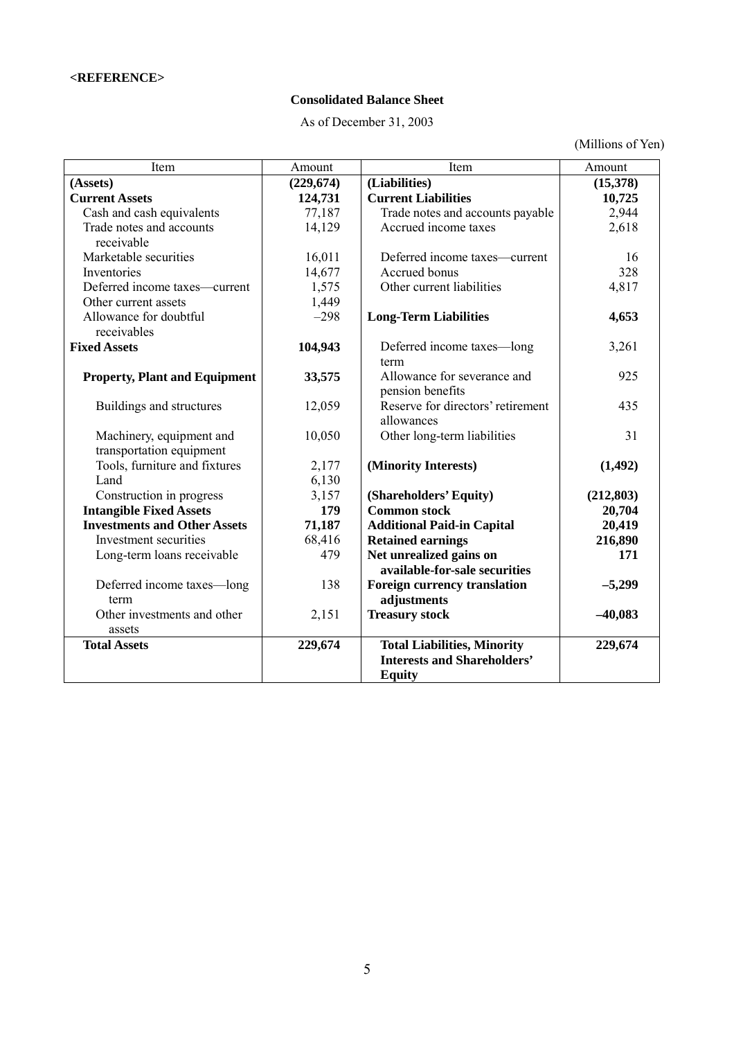**<REFERENCE>**

**Consolidated Balance Sheet**

As of December 31, 2003

(Millions of Yen)

| Item | Amount | Item | Amount |
|---|---|---|---|
| **(Assets)** | **(229,674)** | **(Liabilities)** | **(15,378)** |
| **Current Assets** | **124,731** | **Current Liabilities** | **10,725** |
| Cash and cash equivalents | 77,187 | Trade notes and accounts payable | 2,944 |
| Trade notes and accounts receivable | 14,129 | Accrued income taxes | 2,618 |
| Marketable securities | 16,011 | Deferred income taxes—current | 16 |
| Inventories | 14,677 | Accrued bonus | 328 |
| Deferred income taxes—current | 1,575 | Other current liabilities | 4,817 |
| Other current assets | 1,449 | | |
| Allowance for doubtful receivables | –298 | **Long-Term Liabilities** | **4,653** |
| **Fixed Assets** | **104,943** | Deferred income taxes—long term | 3,261 |
| **Property, Plant and Equipment** | **33,575** | Allowance for severance and pension benefits | 925 |
| Buildings and structures | 12,059 | Reserve for directors' retirement allowances | 435 |
| Machinery, equipment and transportation equipment | 10,050 | Other long-term liabilities | 31 |
| Tools, furniture and fixtures | 2,177 | **(Minority Interests)** | **(1,492)** |
| Land | 6,130 | | |
| Construction in progress | 3,157 | **(Shareholders' Equity)** | **(212,803)** |
| **Intangible Fixed Assets** | **179** | **Common stock** | **20,704** |
| **Investments and Other Assets** | **71,187** | **Additional Paid-in Capital** | **20,419** |
| Investment securities | 68,416 | **Retained earnings** | **216,890** |
| Long-term loans receivable | 479 | **Net unrealized gains on available-for-sale securities** | **171** |
| Deferred income taxes—long term | 138 | **Foreign currency translation adjustments** | **–5,299** |
| Other investments and other assets | 2,151 | **Treasury stock** | **–40,083** |
| **Total Assets** | **229,674** | **Total Liabilities, Minority Interests and Shareholders' Equity** | **229,674** |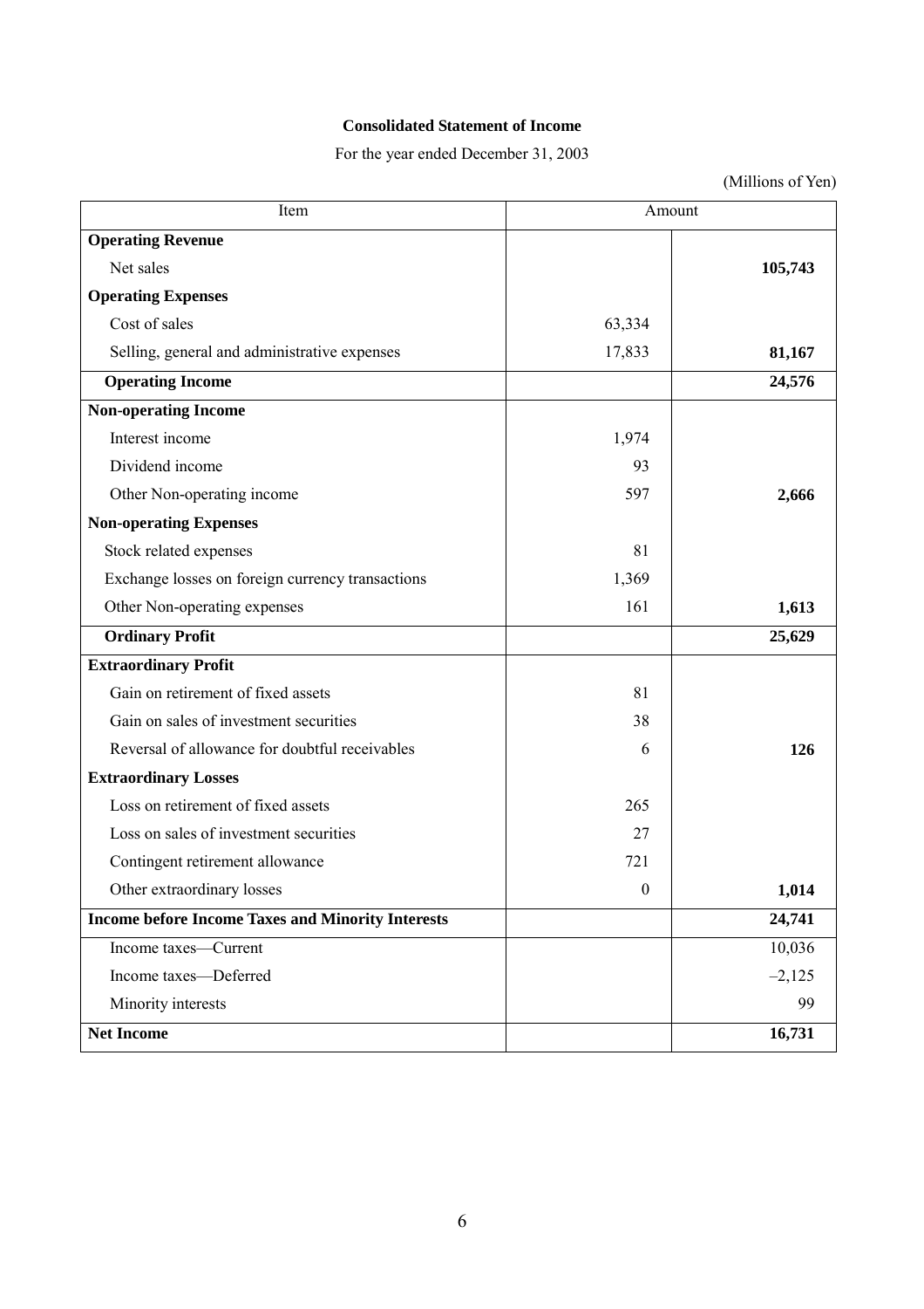**Consolidated Statement of Income**

For the year ended December 31, 2003

(Millions of Yen)

| Item | Amount | |
|---|---|---|
| **Operating Revenue** | | |
| Net sales | | **105,743** |
| **Operating Expenses** | | |
| Cost of sales | 63,334 | |
| Selling, general and administrative expenses | 17,833 | **81,167** |
| **Operating Income** | | **24,576** |
| **Non-operating Income** | | |
| Interest income | 1,974 | |
| Dividend income | 93 | |
| Other Non-operating income | 597 | **2,666** |
| **Non-operating Expenses** | | |
| Stock related expenses | 81 | |
| Exchange losses on foreign currency transactions | 1,369 | |
| Other Non-operating expenses | 161 | **1,613** |
| **Ordinary Profit** | | **25,629** |
| **Extraordinary Profit** | | |
| Gain on retirement of fixed assets | 81 | |
| Gain on sales of investment securities | 38 | |
| Reversal of allowance for doubtful receivables | 6 | **126** |
| **Extraordinary Losses** | | |
| Loss on retirement of fixed assets | 265 | |
| Loss on sales of investment securities | 27 | |
| Contingent retirement allowance | 721 | |
| Other extraordinary losses | 0 | **1,014** |
| **Income before Income Taxes and Minority Interests** | | **24,741** |
| Income taxes—Current | | 10,036 |
| Income taxes—Deferred | | –2,125 |
| Minority interests | | 99 |
| **Net Income** | | **16,731** |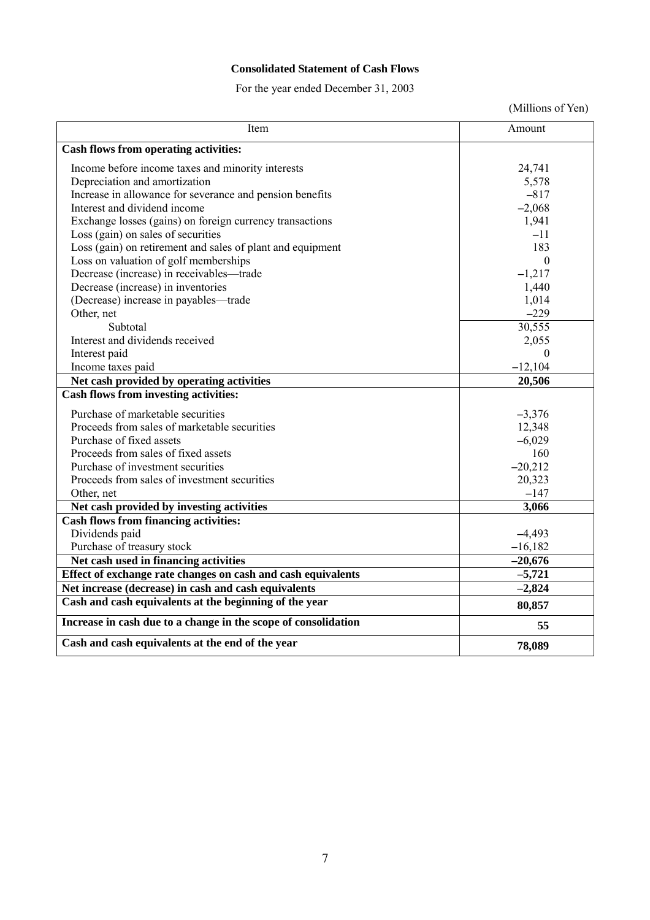**Consolidated Statement of Cash Flows**

For the year ended December 31, 2003

(Millions of Yen)

| Item | Amount |
|---|---|
| **Cash flows from operating activities:** | |
| Income before income taxes and minority interests | 24,741 |
| Depreciation and amortization | 5,578 |
| Increase in allowance for severance and pension benefits | –817 |
| Interest and dividend income | –2,068 |
| Exchange losses (gains) on foreign currency transactions | 1,941 |
| Loss (gain) on sales of securities | –11 |
| Loss (gain) on retirement and sales of plant and equipment | 183 |
| Loss on valuation of golf memberships | 0 |
| Decrease (increase) in receivables—trade | –1,217 |
| Decrease (increase) in inventories | 1,440 |
| (Decrease) increase in payables—trade | 1,014 |
| Other, net | –229 |
| Subtotal | 30,555 |
| Interest and dividends received | 2,055 |
| Interest paid | 0 |
| Income taxes paid | –12,104 |
| **Net cash provided by operating activities** | **20,506** |
| **Cash flows from investing activities:** | |
| Purchase of marketable securities | –3,376 |
| Proceeds from sales of marketable securities | 12,348 |
| Purchase of fixed assets | –6,029 |
| Proceeds from sales of fixed assets | 160 |
| Purchase of investment securities | –20,212 |
| Proceeds from sales of investment securities | 20,323 |
| Other, net | –147 |
| **Net cash provided by investing activities** | **3,066** |
| **Cash flows from financing activities:** | |
| Dividends paid | –4,493 |
| Purchase of treasury stock | –16,182 |
| **Net cash used in financing activities** | **–20,676** |
| **Effect of exchange rate changes on cash and cash equivalents** | **–5,721** |
| **Net increase (decrease) in cash and cash equivalents** | **–2,824** |
| **Cash and cash equivalents at the beginning of the year** | **80,857** |
| **Increase in cash due to a change in the scope of consolidation** | **55** |
| **Cash and cash equivalents at the end of the year** | **78,089** |